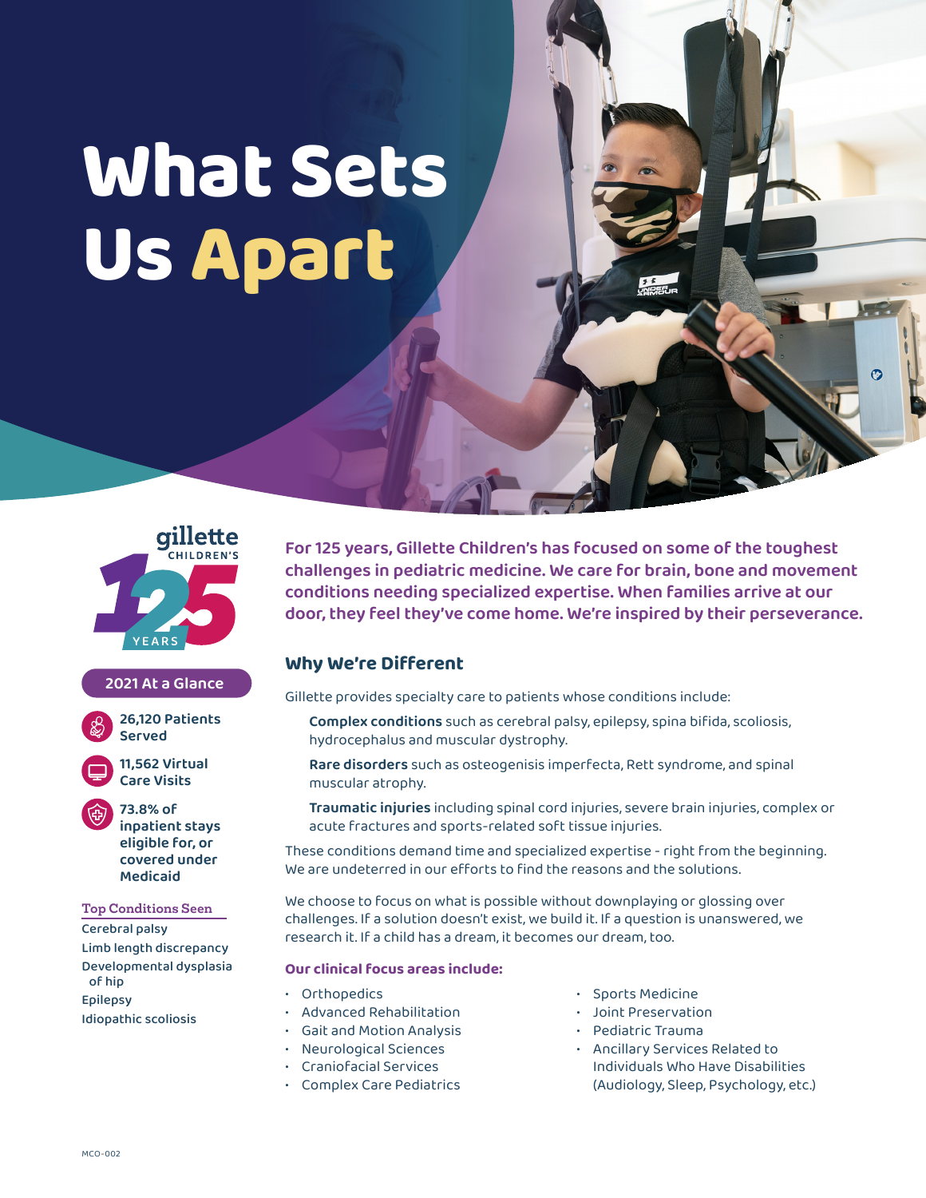# What Sets Us Apart

gillette CHILDREN'S 125 YEARS

## 2021 At a Glance

**26,120 Patients Served**

**11,562 Virtual Care Visits**

**73.8% of inpatient stays eligible for, or covered under Medicaid**

### Top Conditions Seen

- Cerebral palsy
- Limb length discrepancy
- Developmental dysplasia of hip
- Epilepsy
- Idiopathic scoliosis

**For 125 years, Gillette Children's has focused on some of the toughest challenges in pediatric medicine. We care for brain, bone and movement conditions needing specialized expertise. When families arrive at our door, they feel they've come home. We're inspired by their perseverance.**

## Why We're Different

Gillette provides specialty care to patients whose conditions include:

**Complex conditions** such as cerebral palsy, epilepsy, spina bifida, scoliosis, hydrocephalus and muscular dystrophy.

**Rare disorders** such as osteogenisis imperfecta, Rett syndrome, and spinal muscular atrophy.

**Traumatic injuries** including spinal cord injuries, severe brain injuries, complex or acute fractures and sports-related soft tissue injuries.

These conditions demand time and specialized expertise - right from the beginning. We are undeterred in our efforts to find the reasons and the solutions.

We choose to focus on what is possible without downplaying or glossing over challenges. If a solution doesn't exist, we build it. If a question is unanswered, we research it. If a child has a dream, it becomes our dream, too.

### Our clinical focus areas include:

- Orthopedics
- Advanced Rehabilitation
- Gait and Motion Analysis
- Neurological Sciences
- Craniofacial Services
- Complex Care Pediatrics
- Sports Medicine
- Joint Preservation
- Pediatric Trauma
- Ancillary Services Related to Individuals Who Have Disabilities (Audiology, Sleep, Psychology, etc.)

MCO-002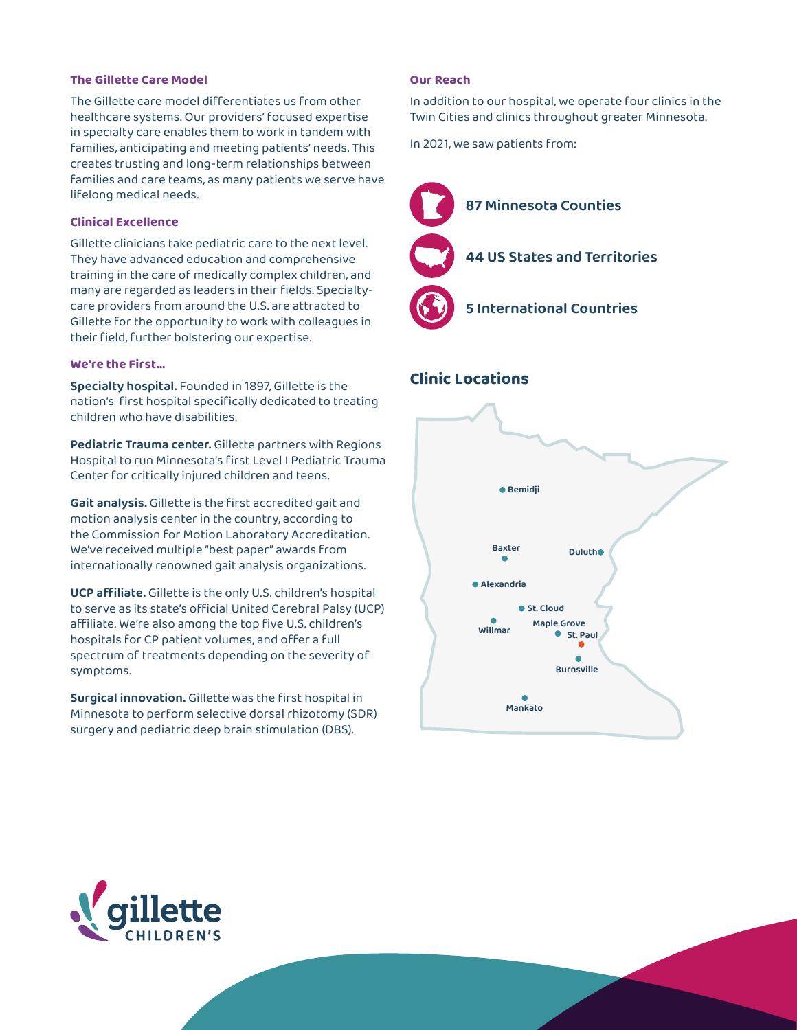### The Gillette Care Model

The Gillette care model differentiates us from other healthcare systems. Our providers' focused expertise in specialty care enables them to work in tandem with families, anticipating and meeting patients' needs. This creates trusting and long-term relationships between families and care teams, as many patients we serve have lifelong medical needs.

### Clinical Excellence

Gillette clinicians take pediatric care to the next level. They have advanced education and comprehensive training in the care of medically complex children, and many are regarded as leaders in their fields. Specialty-care providers from around the U.S. are attracted to Gillette for the opportunity to work with colleagues in their field, further bolstering our expertise.

### We're the First...

**Specialty hospital.** Founded in 1897, Gillette is the nation's first hospital specifically dedicated to treating children who have disabilities.

**Pediatric Trauma center.** Gillette partners with Regions Hospital to run Minnesota's first Level I Pediatric Trauma Center for critically injured children and teens.

**Gait analysis.** Gillette is the first accredited gait and motion analysis center in the country, according to the Commission for Motion Laboratory Accreditation. We've received multiple "best paper" awards from internationally renowned gait analysis organizations.

**UCP affiliate.** Gillette is the only U.S. children's hospital to serve as its state's official United Cerebral Palsy (UCP) affiliate. We're also among the top five U.S. children's hospitals for CP patient volumes, and offer a full spectrum of treatments depending on the severity of symptoms.

**Surgical innovation.** Gillette was the first hospital in Minnesota to perform selective dorsal rhizotomy (SDR) surgery and pediatric deep brain stimulation (DBS).

### Our Reach

In addition to our hospital, we operate four clinics in the Twin Cities and clinics throughout greater Minnesota.

In 2021, we saw patients from:

**87 Minnesota Counties**

**44 US States and Territories**

**5 International Countries**

## Clinic Locations

Bemidji

Baxter

Duluth

Alexandria

St. Cloud

Willmar

Maple Grove

St. Paul

Burnsville

Mankato